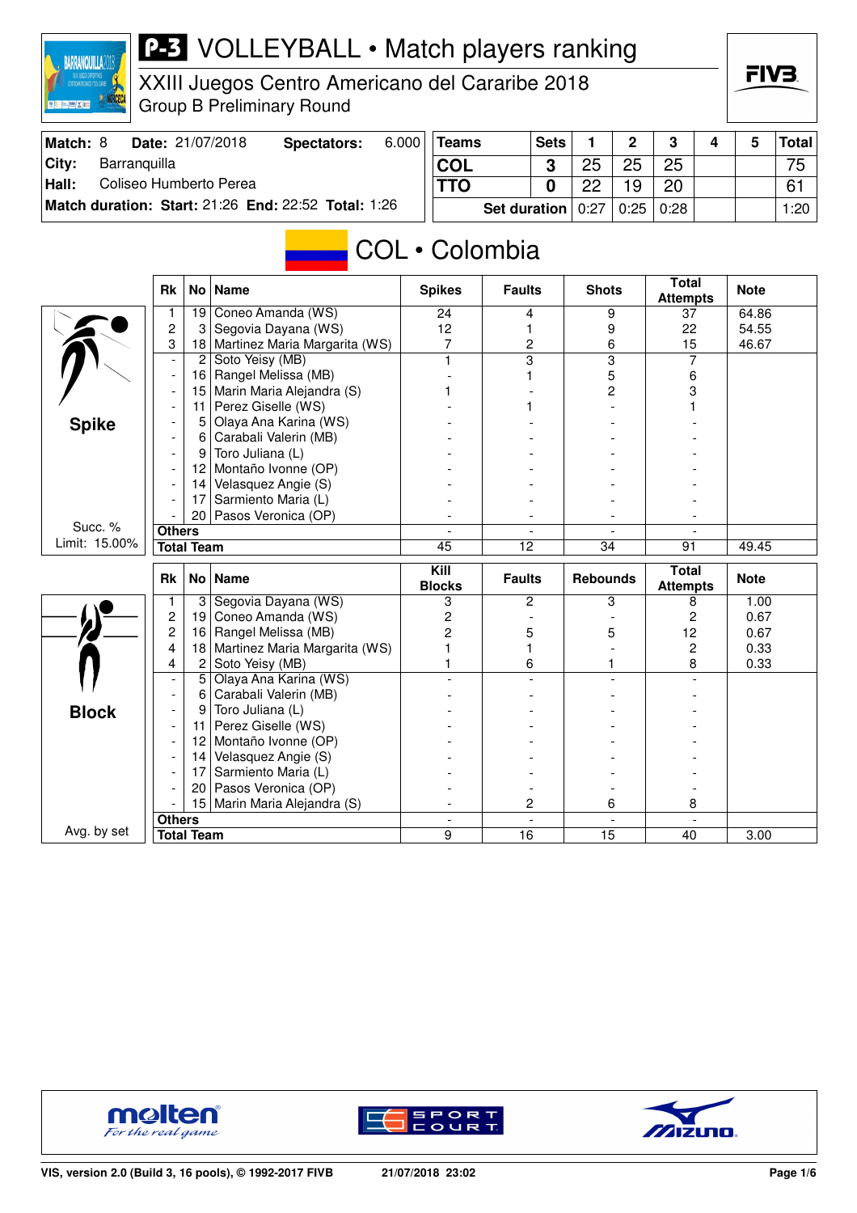# P-3 VOLLEYBALL • Match players ranking

XXIII Juegos Centro Americano del Cararibe 2018
Group B Preliminary Round

**Match:** 8 **Date:** 21/07/2018 **Spectators:** 6.000
**City:** Barranquilla
**Hall:** Coliseo Humberto Perea
**Match duration: Start:** 21:26 **End:** 22:52 **Total:** 1:26

| Teams | Sets | 1 | 2 | 3 | 4 | 5 | Total |
|---|---|---|---|---|---|---|---|
| COL | 3 | 25 | 25 | 25 | | | 75 |
| TTO | 0 | 22 | 19 | 20 | | | 61 |
| Set duration | | 0:27 | 0:25 | 0:28 | | | 1:20 |

## COL • Colombia

### Spike

Succ. % Limit: 15.00%

| Rk | No | Name | Spikes | Faults | Shots | Total Attempts | Note |
|---|---|---|---|---|---|---|---|
| 1 | 19 | Coneo Amanda (WS) | 24 | 4 | 9 | 37 | 64.86 |
| 2 | 3 | Segovia Dayana (WS) | 12 | 1 | 9 | 22 | 54.55 |
| 3 | 18 | Martinez Maria Margarita (WS) | 7 | 2 | 6 | 15 | 46.67 |
| - | 2 | Soto Yeisy (MB) | 1 | 3 | 3 | 7 | |
| - | 16 | Rangel Melissa (MB) | - | 1 | 5 | 6 | |
| - | 15 | Marin Maria Alejandra (S) | 1 | - | 2 | 3 | |
| - | 11 | Perez Giselle (WS) | - | 1 | - | 1 | |
| - | 5 | Olaya Ana Karina (WS) | - | - | - | - | |
| - | 6 | Carabali Valerin (MB) | - | - | - | - | |
| - | 9 | Toro Juliana (L) | - | - | - | - | |
| - | 12 | Montaño Ivonne (OP) | - | - | - | - | |
| - | 14 | Velasquez Angie (S) | - | - | - | - | |
| - | 17 | Sarmiento Maria (L) | - | - | - | - | |
| - | 20 | Pasos Veronica (OP) | - | - | - | - | |
| Others | | | - | - | - | - | |
| Total Team | | | 45 | 12 | 34 | 91 | 49.45 |

### Block

Avg. by set

| Rk | No | Name | Kill Blocks | Faults | Rebounds | Total Attempts | Note |
|---|---|---|---|---|---|---|---|
| 1 | 3 | Segovia Dayana (WS) | 3 | 2 | 3 | 8 | 1.00 |
| 2 | 19 | Coneo Amanda (WS) | 2 | - | - | 2 | 0.67 |
| 2 | 16 | Rangel Melissa (MB) | 2 | 5 | 5 | 12 | 0.67 |
| 4 | 18 | Martinez Maria Margarita (WS) | 1 | 1 | - | 2 | 0.33 |
| 4 | 2 | Soto Yeisy (MB) | 1 | 6 | 1 | 8 | 0.33 |
| - | 5 | Olaya Ana Karina (WS) | - | - | - | - | |
| - | 6 | Carabali Valerin (MB) | - | - | - | - | |
| - | 9 | Toro Juliana (L) | - | - | - | - | |
| - | 11 | Perez Giselle (WS) | - | - | - | - | |
| - | 12 | Montaño Ivonne (OP) | - | - | - | - | |
| - | 14 | Velasquez Angie (S) | - | - | - | - | |
| - | 17 | Sarmiento Maria (L) | - | - | - | - | |
| - | 20 | Pasos Veronica (OP) | - | - | - | - | |
| - | 15 | Marin Maria Alejandra (S) | - | 2 | 6 | 8 | |
| Others | | | - | - | - | - | |
| Total Team | | | 9 | 16 | 15 | 40 | 3.00 |

VIS, version 2.0 (Build 3, 16 pools), © 1992-2017 FIVB 21/07/2018 23:02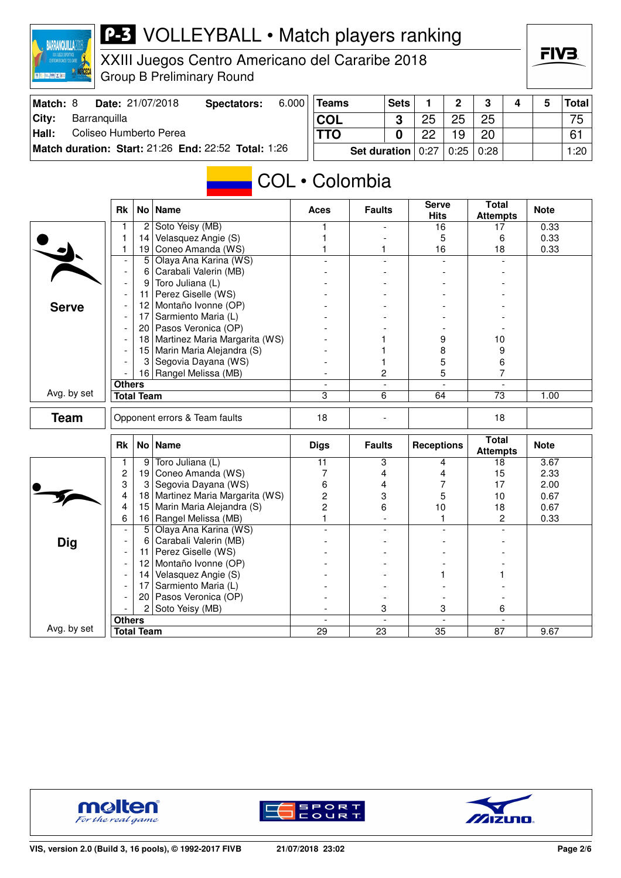# VOLLEYBALL • Match players ranking

XXIII Juegos Centro Americano del Cararibe 2018
Group B Preliminary Round

| **Match:** 8 | **Date:** 21/07/2018 | **Spectators:** 6.000 |
|---|---|---|
| **City:** Barranquilla | | |
| **Hall:** Coliseo Humberto Perea | | |
| **Match duration: Start:** 21:26 | **End:** 22:52 | **Total:** 1:26 |

| Teams | Sets | 1 | 2 | 3 | 4 | 5 | Total |
|---|---|---|---|---|---|---|---|
| COL | 3 | 25 | 25 | 25 | | | 75 |
| TTO | 0 | 22 | 19 | 20 | | | 61 |
| Set duration | | 0:27 | 0:25 | 0:28 | | | 1:20 |

## COL • Colombia

### Serve

| Rk | No | Name | Aces | Faults | Serve Hits | Total Attempts | Note |
|---|---|---|---|---|---|---|---|
| 1 | 2 | Soto Yeisy (MB) | 1 | - | 16 | 17 | 0.33 |
| 1 | 14 | Velasquez Angie (S) | 1 | - | 5 | 6 | 0.33 |
| 1 | 19 | Coneo Amanda (WS) | 1 | 1 | 16 | 18 | 0.33 |
| - | 5 | Olaya Ana Karina (WS) | - | - | - | - | |
| - | 6 | Carabali Valerin (MB) | - | - | - | - | |
| - | 9 | Toro Juliana (L) | - | - | - | - | |
| - | 11 | Perez Giselle (WS) | - | - | - | - | |
| - | 12 | Montaño Ivonne (OP) | - | - | - | - | |
| - | 17 | Sarmiento Maria (L) | - | - | - | - | |
| - | 20 | Pasos Veronica (OP) | - | - | - | - | |
| - | 18 | Martinez Maria Margarita (WS) | - | 1 | 9 | 10 | |
| - | 15 | Marin Maria Alejandra (S) | - | 1 | 8 | 9 | |
| - | 3 | Segovia Dayana (WS) | - | 1 | 5 | 6 | |
| - | 16 | Rangel Melissa (MB) | - | 2 | 5 | 7 | |
| Others | | | - | - | - | - | |
| Total Team | | | 3 | 6 | 64 | 73 | 1.00 |

Avg. by set

### Team

| | Aces | Faults | Serve Hits | Total Attempts | Note |
|---|---|---|---|---|---|
| Opponent errors & Team faults | 18 | - | | 18 | |

### Dig

| Rk | No | Name | Digs | Faults | Receptions | Total Attempts | Note |
|---|---|---|---|---|---|---|---|
| 1 | 9 | Toro Juliana (L) | 11 | 3 | 4 | 18 | 3.67 |
| 2 | 19 | Coneo Amanda (WS) | 7 | 4 | 4 | 15 | 2.33 |
| 3 | 3 | Segovia Dayana (WS) | 6 | 4 | 7 | 17 | 2.00 |
| 4 | 18 | Martinez Maria Margarita (WS) | 2 | 3 | 5 | 10 | 0.67 |
| 4 | 15 | Marin Maria Alejandra (S) | 2 | 6 | 10 | 18 | 0.67 |
| 6 | 16 | Rangel Melissa (MB) | 1 | - | 1 | 2 | 0.33 |
| - | 5 | Olaya Ana Karina (WS) | - | - | - | - | |
| - | 6 | Carabali Valerin (MB) | - | - | - | - | |
| - | 11 | Perez Giselle (WS) | - | - | - | - | |
| - | 12 | Montaño Ivonne (OP) | - | - | - | - | |
| - | 14 | Velasquez Angie (S) | - | - | 1 | 1 | |
| - | 17 | Sarmiento Maria (L) | - | - | - | - | |
| - | 20 | Pasos Veronica (OP) | - | - | - | - | |
| - | 2 | Soto Yeisy (MB) | - | 3 | 3 | 6 | |
| Others | | | - | - | - | - | |
| Total Team | | | 29 | 23 | 35 | 87 | 9.67 |

Avg. by set

VIS, version 2.0 (Build 3, 16 pools), © 1992-2017 FIVB — 21/07/2018 23:02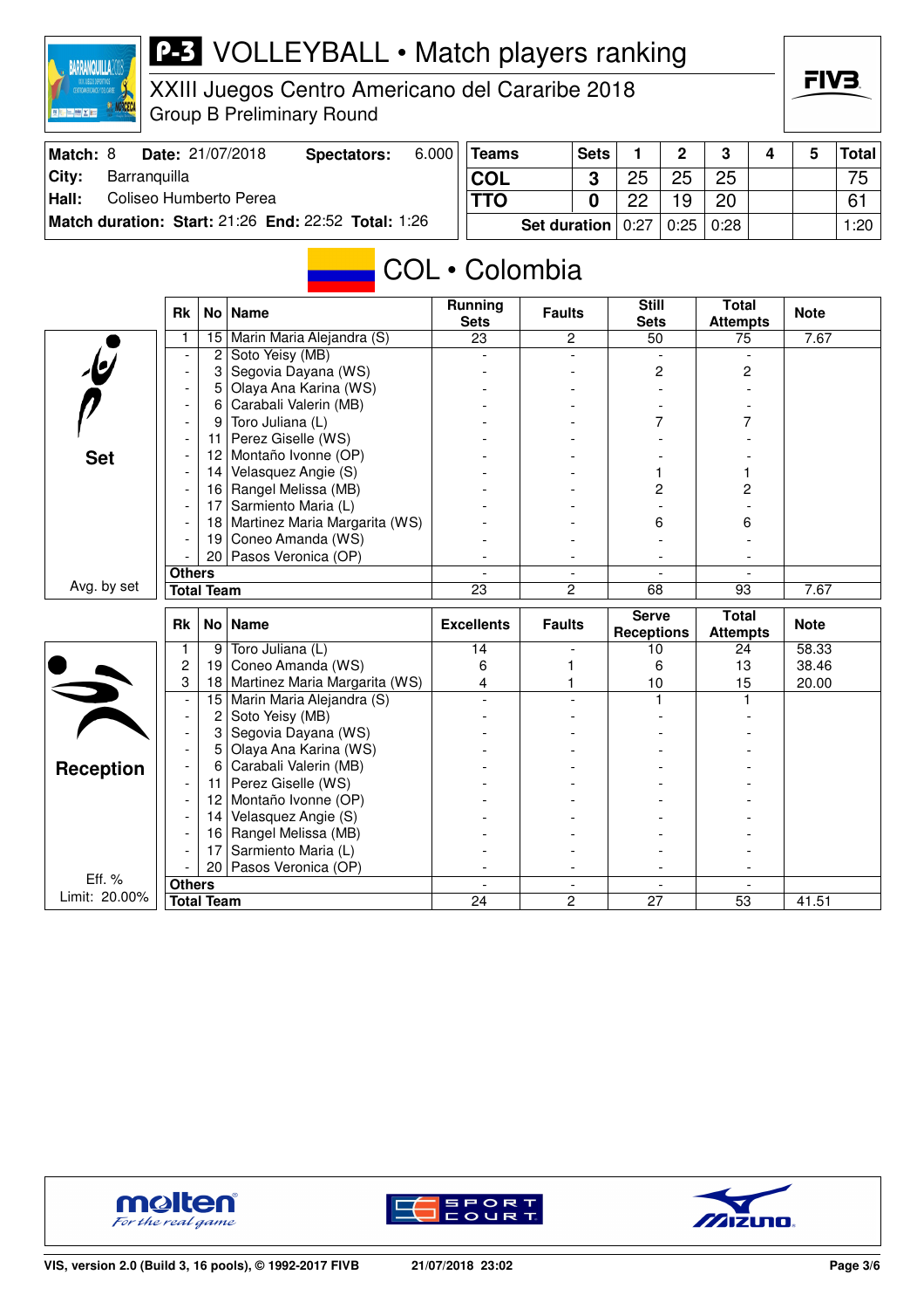# P-3 VOLLEYBALL • Match players ranking

XXIII Juegos Centro Americano del Cararibe 2018
Group B Preliminary Round

| Match: 8 | Date: 21/07/2018 | Spectators: | 6.000 |
|---|---|---|---|
| City: | Barranquilla | | |
| Hall: | Coliseo Humberto Perea | | |
| Match duration: | Start: 21:26 | End: 22:52 | Total: 1:26 |

| Teams | Sets | 1 | 2 | 3 | 4 | 5 | Total |
|---|---|---|---|---|---|---|---|
| COL | 3 | 25 | 25 | 25 | | | 75 |
| TTO | 0 | 22 | 19 | 20 | | | 61 |
| Set duration | | 0:27 | 0:25 | 0:28 | | | 1:20 |

## COL • Colombia

### Set (Avg. by set)

| Rk | No | Name | Running Sets | Faults | Still Sets | Total Attempts | Note |
|---|---|---|---|---|---|---|---|
| 1 | 15 | Marin Maria Alejandra (S) | 23 | 2 | 50 | 75 | 7.67 |
| - | 2 | Soto Yeisy (MB) | - | - | - | - | |
| - | 3 | Segovia Dayana (WS) | - | - | 2 | 2 | |
| - | 5 | Olaya Ana Karina (WS) | - | - | - | - | |
| - | 6 | Carabali Valerin (MB) | - | - | - | - | |
| - | 9 | Toro Juliana (L) | - | - | 7 | 7 | |
| - | 11 | Perez Giselle (WS) | - | - | - | - | |
| - | 12 | Montaño Ivonne (OP) | - | - | - | - | |
| - | 14 | Velasquez Angie (S) | - | - | 1 | 1 | |
| - | 16 | Rangel Melissa (MB) | - | - | 2 | 2 | |
| - | 17 | Sarmiento Maria (L) | - | - | - | - | |
| - | 18 | Martinez Maria Margarita (WS) | - | - | 6 | 6 | |
| - | 19 | Coneo Amanda (WS) | - | - | - | - | |
| - | 20 | Pasos Veronica (OP) | - | - | - | - | |
| Others | | | - | - | - | - | |
| Total Team | | | 23 | 2 | 68 | 93 | 7.67 |

### Reception (Eff. % — Limit: 20.00%)

| Rk | No | Name | Excellents | Faults | Serve Receptions | Total Attempts | Note |
|---|---|---|---|---|---|---|---|
| 1 | 9 | Toro Juliana (L) | 14 | - | 10 | 24 | 58.33 |
| 2 | 19 | Coneo Amanda (WS) | 6 | 1 | 6 | 13 | 38.46 |
| 3 | 18 | Martinez Maria Margarita (WS) | 4 | 1 | 10 | 15 | 20.00 |
| - | 15 | Marin Maria Alejandra (S) | - | - | 1 | 1 | |
| - | 2 | Soto Yeisy (MB) | - | - | - | - | |
| - | 3 | Segovia Dayana (WS) | - | - | - | - | |
| - | 5 | Olaya Ana Karina (WS) | - | - | - | - | |
| - | 6 | Carabali Valerin (MB) | - | - | - | - | |
| - | 11 | Perez Giselle (WS) | - | - | - | - | |
| - | 12 | Montaño Ivonne (OP) | - | - | - | - | |
| - | 14 | Velasquez Angie (S) | - | - | - | - | |
| - | 16 | Rangel Melissa (MB) | - | - | - | - | |
| - | 17 | Sarmiento Maria (L) | - | - | - | - | |
| - | 20 | Pasos Veronica (OP) | - | - | - | - | |
| Others | | | - | - | - | - | |
| Total Team | | | 24 | 2 | 27 | 53 | 41.51 |

VIS, version 2.0 (Build 3, 16 pools), © 1992-2017 FIVB — 21/07/2018 23:02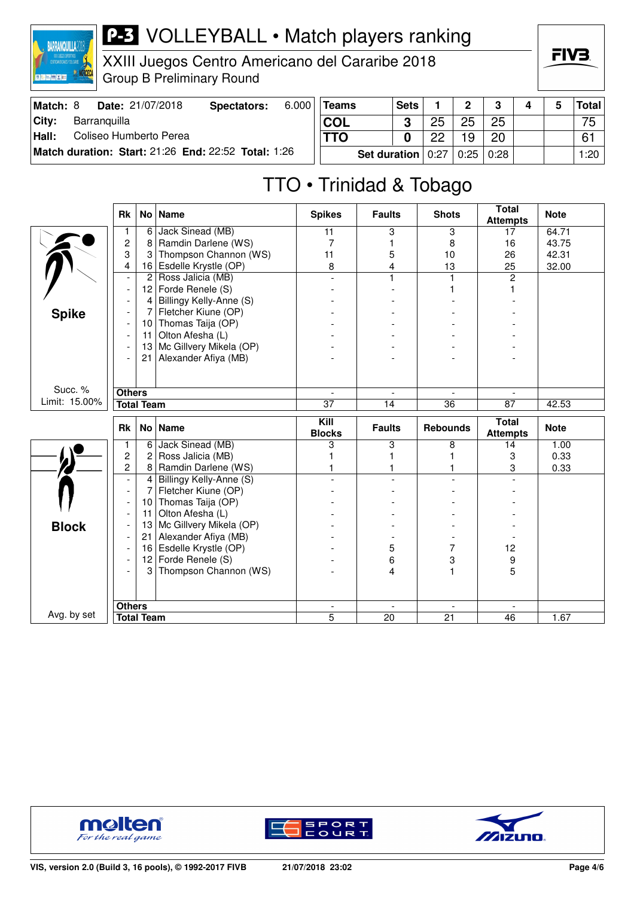# P-3 VOLLEYBALL • Match players ranking

XXIII Juegos Centro Americano del Cararibe 2018

Group B Preliminary Round

| Match: 8 | Date: 21/07/2018 | Spectators: | 6.000 |
|---|---|---|---|
| City: | Barranquilla | | |
| Hall: | Coliseo Humberto Perea | | |
| Match duration: | Start: 21:26 | End: 22:52 | Total: 1:26 |

| Teams | Sets | 1 | 2 | 3 | 4 | 5 | Total |
|---|---|---|---|---|---|---|---|
| COL | 3 | 25 | 25 | 25 | | | 75 |
| TTO | 0 | 22 | 19 | 20 | | | 61 |
| | Set duration | 0:27 | 0:25 | 0:28 | | | 1:20 |

## TTO • Trinidad & Tobago

### Spike

Succ. % Limit: 15.00%

| Rk | No | Name | Spikes | Faults | Shots | Total Attempts | Note |
|---|---|---|---|---|---|---|---|
| 1 | 6 | Jack Sinead (MB) | 11 | 3 | 3 | 17 | 64.71 |
| 2 | 8 | Ramdin Darlene (WS) | 7 | 1 | 8 | 16 | 43.75 |
| 3 | 3 | Thompson Channon (WS) | 11 | 5 | 10 | 26 | 42.31 |
| 4 | 16 | Esdelle Krystle (OP) | 8 | 4 | 13 | 25 | 32.00 |
| - | 2 | Ross Jalicia (MB) | - | 1 | 1 | 2 | |
| - | 12 | Forde Renele (S) | - | - | 1 | 1 | |
| - | 4 | Billingy Kelly-Anne (S) | - | - | - | - | |
| - | 7 | Fletcher Kiune (OP) | - | - | - | - | |
| - | 10 | Thomas Taija (OP) | - | - | - | - | |
| - | 11 | Olton Afesha (L) | - | - | - | - | |
| - | 13 | Mc Gillvery Mikela (OP) | - | - | - | - | |
| - | 21 | Alexander Afiya (MB) | - | - | - | - | |
| Others | | | - | - | - | - | |
| Total Team | | | 37 | 14 | 36 | 87 | 42.53 |

### Block

Avg. by set

| Rk | No | Name | Kill Blocks | Faults | Rebounds | Total Attempts | Note |
|---|---|---|---|---|---|---|---|
| 1 | 6 | Jack Sinead (MB) | 3 | 3 | 8 | 14 | 1.00 |
| 2 | 2 | Ross Jalicia (MB) | 1 | 1 | 1 | 3 | 0.33 |
| 2 | 8 | Ramdin Darlene (WS) | 1 | 1 | 1 | 3 | 0.33 |
| - | 4 | Billingy Kelly-Anne (S) | - | - | - | - | |
| - | 7 | Fletcher Kiune (OP) | - | - | - | - | |
| - | 10 | Thomas Taija (OP) | - | - | - | - | |
| - | 11 | Olton Afesha (L) | - | - | - | - | |
| - | 13 | Mc Gillvery Mikela (OP) | - | - | - | - | |
| - | 21 | Alexander Afiya (MB) | - | - | - | - | |
| - | 16 | Esdelle Krystle (OP) | - | 5 | 7 | 12 | |
| - | 12 | Forde Renele (S) | - | 6 | 3 | 9 | |
| - | 3 | Thompson Channon (WS) | - | 4 | 1 | 5 | |
| Others | | | - | - | - | - | |
| Total Team | | | 5 | 20 | 21 | 46 | 1.67 |

VIS, version 2.0 (Build 3, 16 pools), © 1992-2017 FIVB    21/07/2018 23:02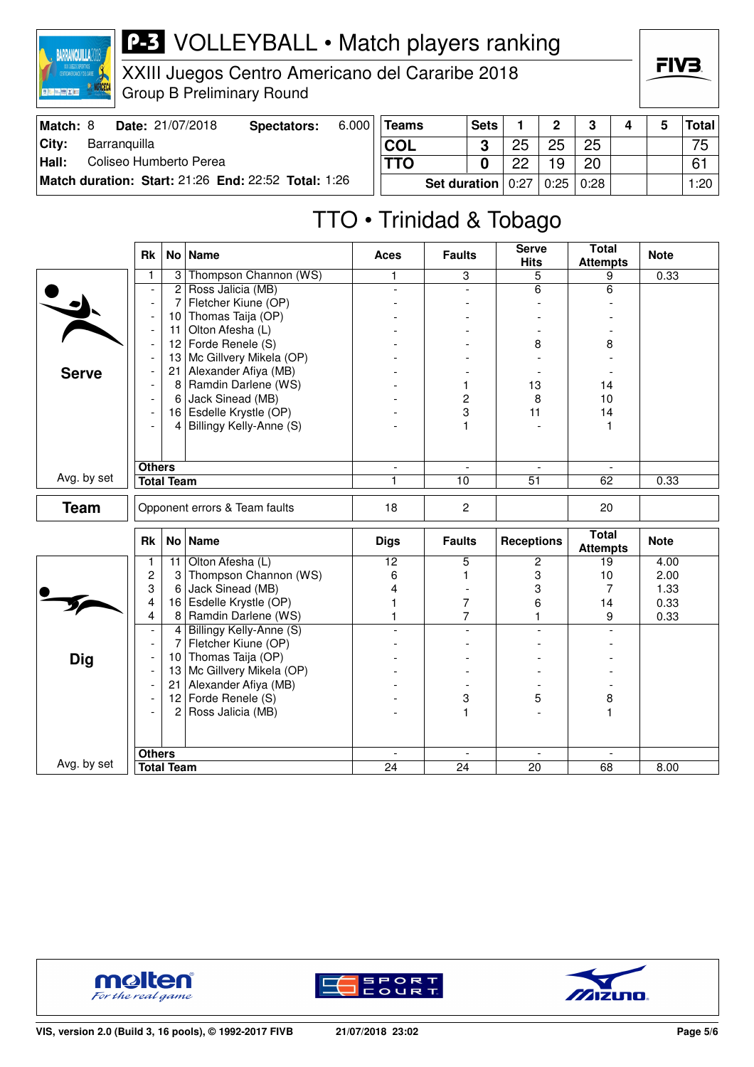# P-3 VOLLEYBALL • Match players ranking

XXIII Juegos Centro Americano del Cararibe 2018
Group B Preliminary Round

| | | | |
|---|---|---|---|
| **Match:** 8 | **Date:** 21/07/2018 | **Spectators:** | 6.000 |
| **City:** | Barranquilla | | |
| **Hall:** | Coliseo Humberto Perea | | |
| **Match duration:** | **Start:** 21:26 | **End:** 22:52 | **Total:** 1:26 |

| Teams | Sets | 1 | 2 | 3 | 4 | 5 | Total |
|---|---|---|---|---|---|---|---|
| COL | 3 | 25 | 25 | 25 | | | 75 |
| TTO | 0 | 22 | 19 | 20 | | | 61 |
| Set duration | | 0:27 | 0:25 | 0:28 | | | 1:20 |

## TTO • Trinidad & Tobago

### Serve

| Rk | No | Name | Aces | Faults | Serve Hits | Total Attempts | Note |
|---|---|---|---|---|---|---|---|
| 1 | 3 | Thompson Channon (WS) | 1 | 3 | 5 | 9 | 0.33 |
| - | 2 | Ross Jalicia (MB) | - | - | 6 | 6 | |
| - | 7 | Fletcher Kiune (OP) | - | - | - | - | |
| - | 10 | Thomas Taija (OP) | - | - | - | - | |
| - | 11 | Olton Afesha (L) | - | - | - | - | |
| - | 12 | Forde Renele (S) | - | - | 8 | 8 | |
| - | 13 | Mc Gillvery Mikela (OP) | - | - | - | - | |
| - | 21 | Alexander Afiya (MB) | - | - | - | - | |
| - | 8 | Ramdin Darlene (WS) | - | 1 | 13 | 14 | |
| - | 6 | Jack Sinead (MB) | - | 2 | 8 | 10 | |
| - | 16 | Esdelle Krystle (OP) | - | 3 | 11 | 14 | |
| - | 4 | Billingy Kelly-Anne (S) | - | 1 | - | 1 | |
| Others | | | - | - | - | - | |
| Avg. by set / Total Team | | | 1 | 10 | 51 | 62 | 0.33 |

### Team

| | Aces | Faults | Serve Hits | Total Attempts | Note |
|---|---|---|---|---|---|
| Opponent errors & Team faults | 18 | 2 | | 20 | |

### Dig

| Rk | No | Name | Digs | Faults | Receptions | Total Attempts | Note |
|---|---|---|---|---|---|---|---|
| 1 | 11 | Olton Afesha (L) | 12 | 5 | 2 | 19 | 4.00 |
| 2 | 3 | Thompson Channon (WS) | 6 | 1 | 3 | 10 | 2.00 |
| 3 | 6 | Jack Sinead (MB) | 4 | - | 3 | 7 | 1.33 |
| 4 | 16 | Esdelle Krystle (OP) | 1 | 7 | 6 | 14 | 0.33 |
| 4 | 8 | Ramdin Darlene (WS) | 1 | 7 | 1 | 9 | 0.33 |
| - | 4 | Billingy Kelly-Anne (S) | - | - | - | - | |
| - | 7 | Fletcher Kiune (OP) | - | - | - | - | |
| - | 10 | Thomas Taija (OP) | - | - | - | - | |
| - | 13 | Mc Gillvery Mikela (OP) | - | - | - | - | |
| - | 21 | Alexander Afiya (MB) | - | - | - | - | |
| - | 12 | Forde Renele (S) | - | 3 | 5 | 8 | |
| - | 2 | Ross Jalicia (MB) | - | 1 | - | 1 | |
| Others | | | - | - | - | - | |
| Avg. by set / Total Team | | | 24 | 24 | 20 | 68 | 8.00 |

VIS, version 2.0 (Build 3, 16 pools), © 1992-2017 FIVB — 21/07/2018 23:02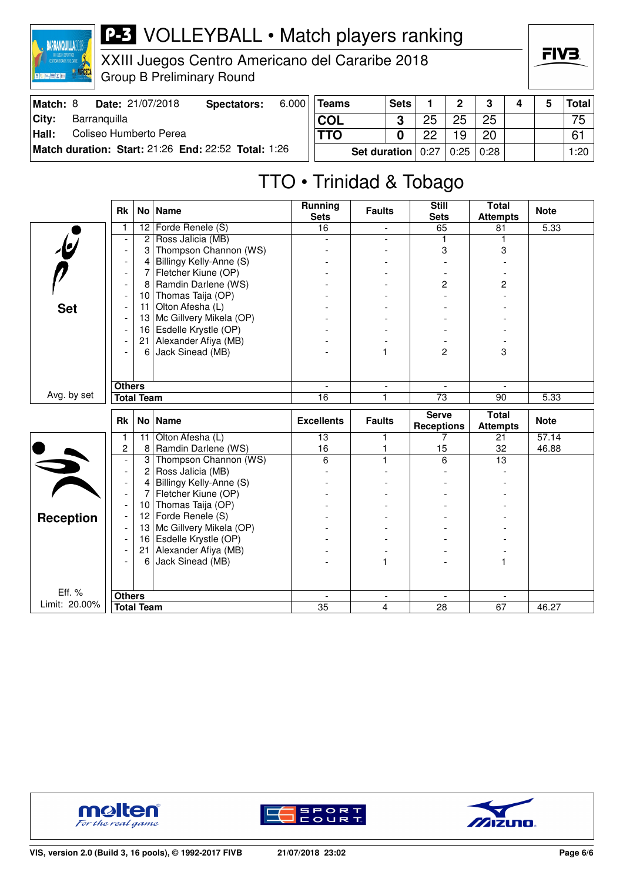# P-3 VOLLEYBALL • Match players ranking

XXIII Juegos Centro Americano del Cararibe 2018

Group B Preliminary Round

| | | | |
|---|---|---|---|
| **Match:** 8 | **Date:** 21/07/2018 | **Spectators:** | 6.000 |
| **City:** | Barranquilla | | |
| **Hall:** | Coliseo Humberto Perea | | |
| **Match duration:** | **Start:** 21:26 | **End:** 22:52 | **Total:** 1:26 |

| Teams | Sets | 1 | 2 | 3 | 4 | 5 | Total |
|---|---|---|---|---|---|---|---|
| COL | 3 | 25 | 25 | 25 | | | 75 |
| TTO | 0 | 22 | 19 | 20 | | | 61 |
| | Set duration | 0:27 | 0:25 | 0:28 | | | 1:20 |

## TTO • Trinidad & Tobago

### Set

| Rk | No | Name | Running Sets | Faults | Still Sets | Total Attempts | Note |
|---|---|---|---|---|---|---|---|
| 1 | 12 | Forde Renele (S) | 16 | - | 65 | 81 | 5.33 |
| - | 2 | Ross Jalicia (MB) | - | - | 1 | 1 | |
| - | 3 | Thompson Channon (WS) | - | - | 3 | 3 | |
| - | 4 | Billingy Kelly-Anne (S) | - | - | - | - | |
| - | 7 | Fletcher Kiune (OP) | - | - | - | - | |
| - | 8 | Ramdin Darlene (WS) | - | - | 2 | 2 | |
| - | 10 | Thomas Taija (OP) | - | - | - | - | |
| - | 11 | Olton Afesha (L) | - | - | - | - | |
| - | 13 | Mc Gillvery Mikela (OP) | - | - | - | - | |
| - | 16 | Esdelle Krystle (OP) | - | - | - | - | |
| - | 21 | Alexander Afiya (MB) | - | - | - | - | |
| - | 6 | Jack Sinead (MB) | - | 1 | 2 | 3 | |
| Others | | | - | - | - | - | |
| Total Team | | | 16 | 1 | 73 | 90 | 5.33 |

Avg. by set

### Reception

| Rk | No | Name | Excellents | Faults | Serve Receptions | Total Attempts | Note |
|---|---|---|---|---|---|---|---|
| 1 | 11 | Olton Afesha (L) | 13 | 1 | 7 | 21 | 57.14 |
| 2 | 8 | Ramdin Darlene (WS) | 16 | 1 | 15 | 32 | 46.88 |
| - | 3 | Thompson Channon (WS) | 6 | 1 | 6 | 13 | |
| - | 2 | Ross Jalicia (MB) | - | - | - | - | |
| - | 4 | Billingy Kelly-Anne (S) | - | - | - | - | |
| - | 7 | Fletcher Kiune (OP) | - | - | - | - | |
| - | 10 | Thomas Taija (OP) | - | - | - | - | |
| - | 12 | Forde Renele (S) | - | - | - | - | |
| - | 13 | Mc Gillvery Mikela (OP) | - | - | - | - | |
| - | 16 | Esdelle Krystle (OP) | - | - | - | - | |
| - | 21 | Alexander Afiya (MB) | - | - | - | - | |
| - | 6 | Jack Sinead (MB) | - | 1 | - | 1 | |
| Others | | | - | - | - | - | |
| Total Team | | | 35 | 4 | 28 | 67 | 46.27 |

Eff. %
Limit: 20.00%

VIS, version 2.0 (Build 3, 16 pools), © 1992-2017 FIVB — 21/07/2018 23:02